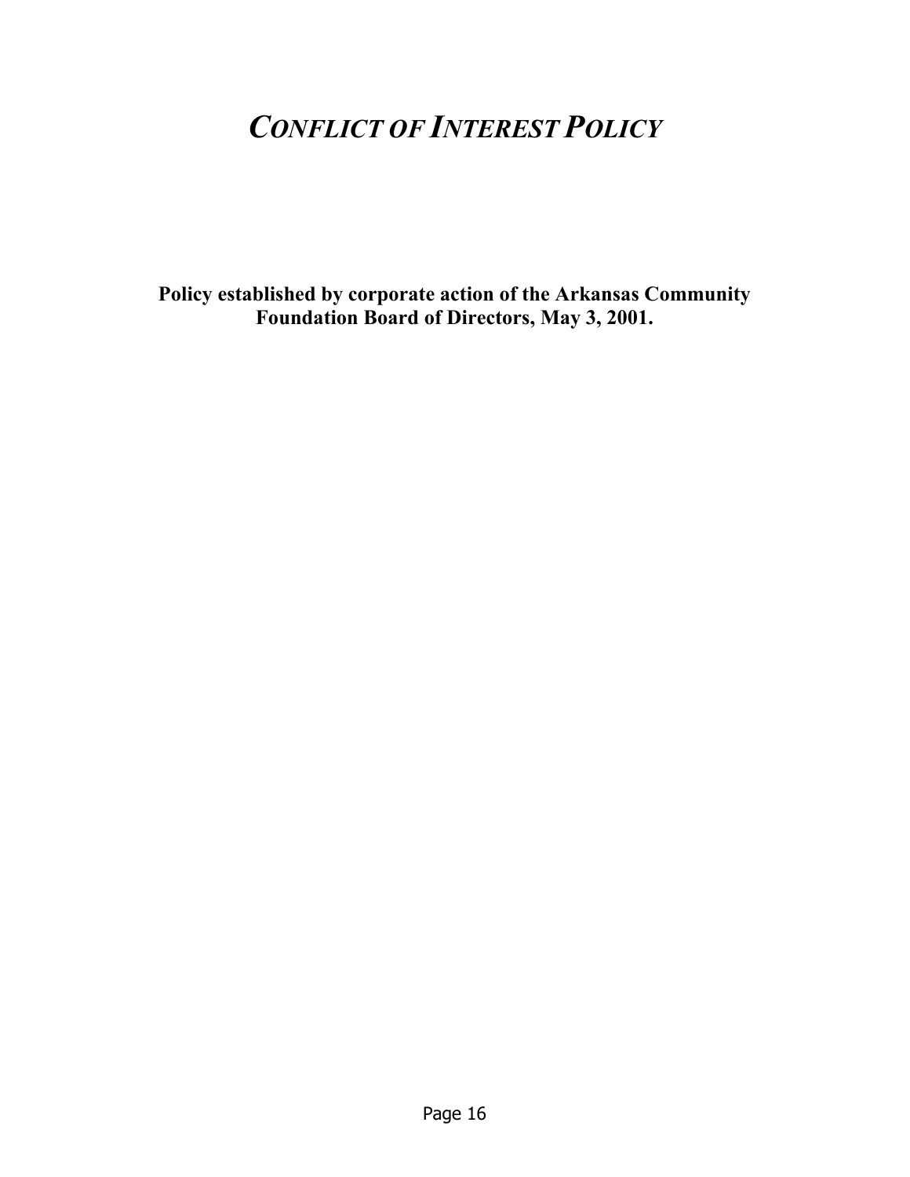# *Conflict of Interest Policy*

**Policy established by corporate action of the Arkansas Community Foundation Board of Directors, May 3, 2001.**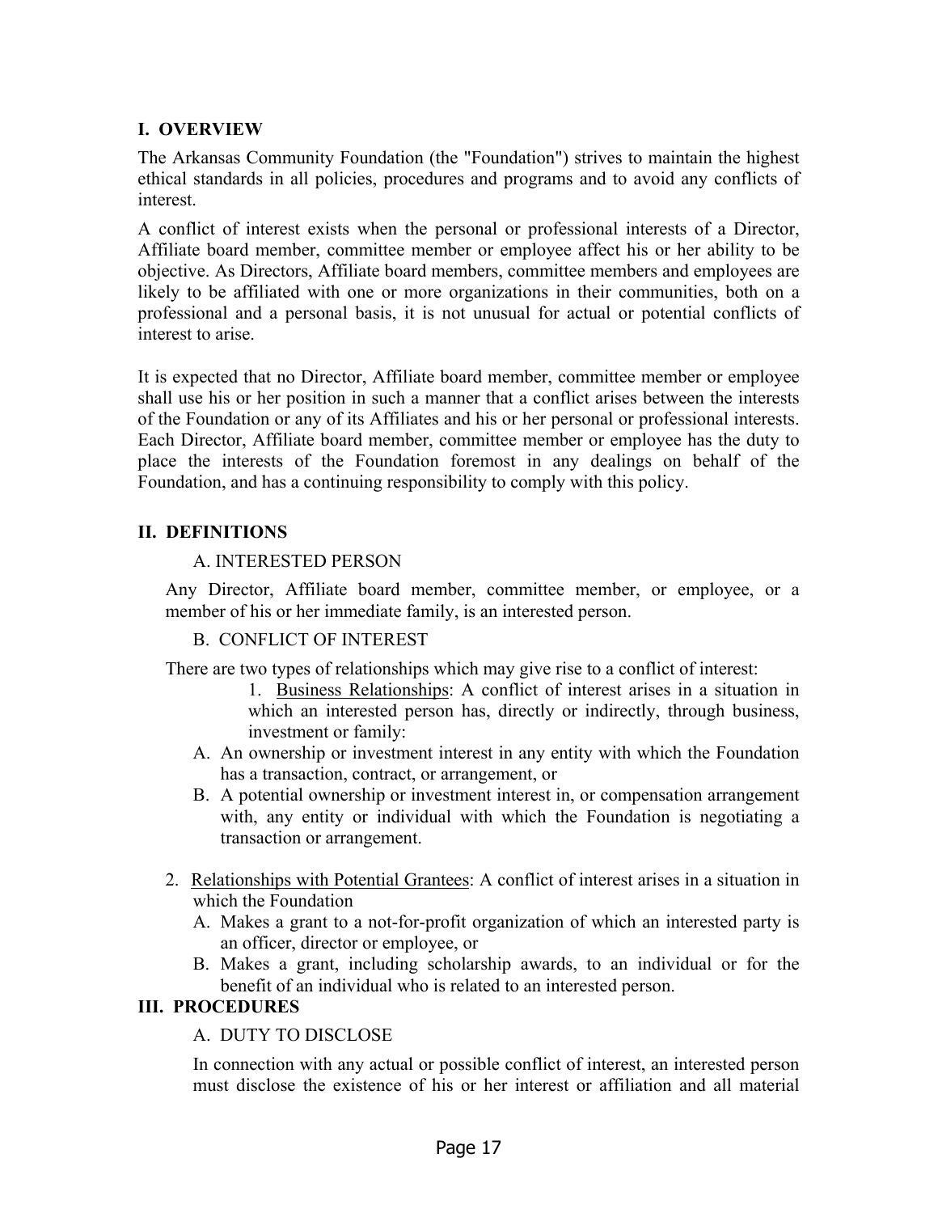## I. OVERVIEW

The Arkansas Community Foundation (the "Foundation") strives to maintain the highest ethical standards in all policies, procedures and programs and to avoid any conflicts of interest.

A conflict of interest exists when the personal or professional interests of a Director, Affiliate board member, committee member or employee affect his or her ability to be objective. As Directors, Affiliate board members, committee members and employees are likely to be affiliated with one or more organizations in their communities, both on a professional and a personal basis, it is not unusual for actual or potential conflicts of interest to arise.

It is expected that no Director, Affiliate board member, committee member or employee shall use his or her position in such a manner that a conflict arises between the interests of the Foundation or any of its Affiliates and his or her personal or professional interests. Each Director, Affiliate board member, committee member or employee has the duty to place the interests of the Foundation foremost in any dealings on behalf of the Foundation, and has a continuing responsibility to comply with this policy.

## II. DEFINITIONS

### A. INTERESTED PERSON

Any Director, Affiliate board member, committee member, or employee, or a member of his or her immediate family, is an interested person.

### B. CONFLICT OF INTEREST

There are two types of relationships which may give rise to a conflict of interest:

1. Business Relationships: A conflict of interest arises in a situation in which an interested person has, directly or indirectly, through business, investment or family:
   - A. An ownership or investment interest in any entity with which the Foundation has a transaction, contract, or arrangement, or
   - B. A potential ownership or investment interest in, or compensation arrangement with, any entity or individual with which the Foundation is negotiating a transaction or arrangement.

2. Relationships with Potential Grantees: A conflict of interest arises in a situation in which the Foundation
   - A. Makes a grant to a not-for-profit organization of which an interested party is an officer, director or employee, or
   - B. Makes a grant, including scholarship awards, to an individual or for the benefit of an individual who is related to an interested person.

## III. PROCEDURES

### A. DUTY TO DISCLOSE

In connection with any actual or possible conflict of interest, an interested person must disclose the existence of his or her interest or affiliation and all material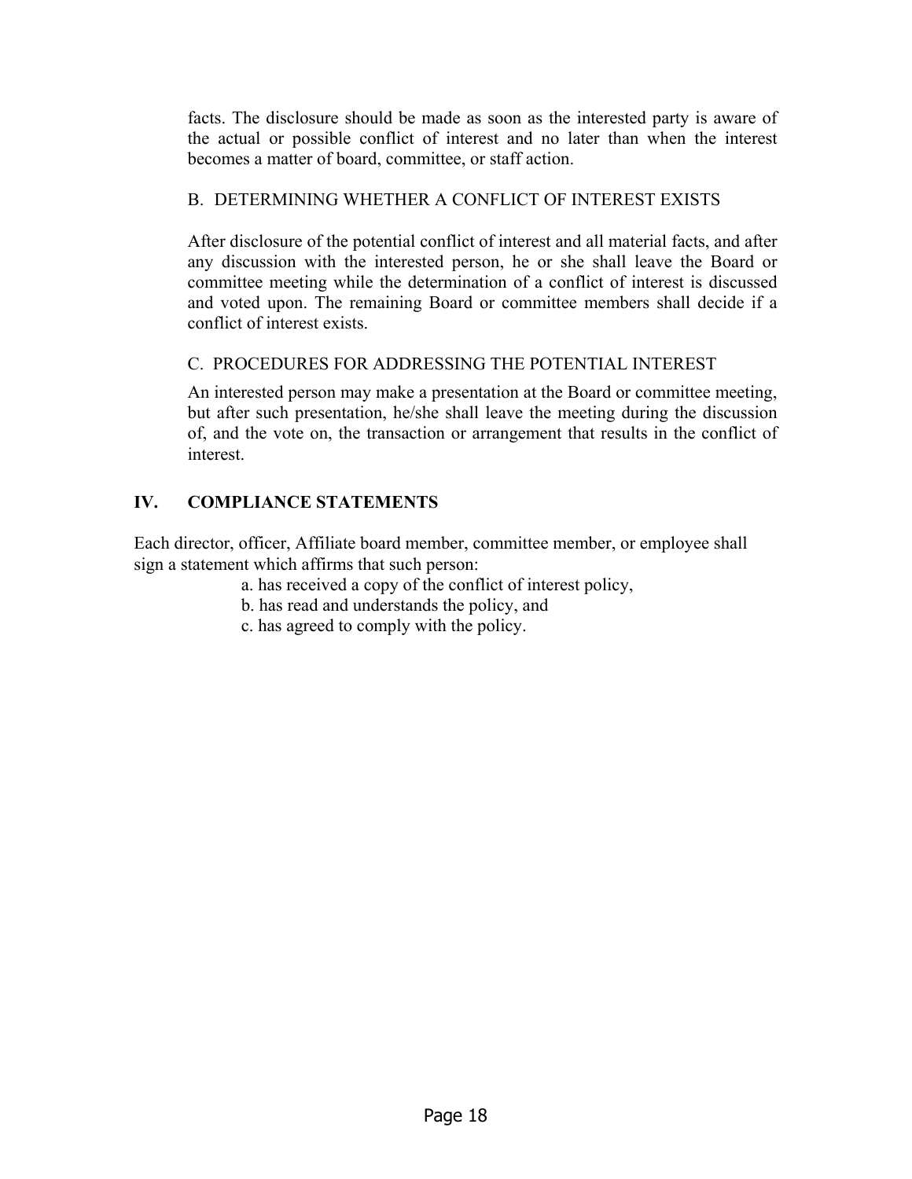facts. The disclosure should be made as soon as the interested party is aware of the actual or possible conflict of interest and no later than when the interest becomes a matter of board, committee, or staff action.

B. DETERMINING WHETHER A CONFLICT OF INTEREST EXISTS

After disclosure of the potential conflict of interest and all material facts, and after any discussion with the interested person, he or she shall leave the Board or committee meeting while the determination of a conflict of interest is discussed and voted upon. The remaining Board or committee members shall decide if a conflict of interest exists.

C. PROCEDURES FOR ADDRESSING THE POTENTIAL INTEREST

An interested person may make a presentation at the Board or committee meeting, but after such presentation, he/she shall leave the meeting during the discussion of, and the vote on, the transaction or arrangement that results in the conflict of interest.

## IV. COMPLIANCE STATEMENTS

Each director, officer, Affiliate board member, committee member, or employee shall sign a statement which affirms that such person:

a. has received a copy of the conflict of interest policy,
b. has read and understands the policy, and
c. has agreed to comply with the policy.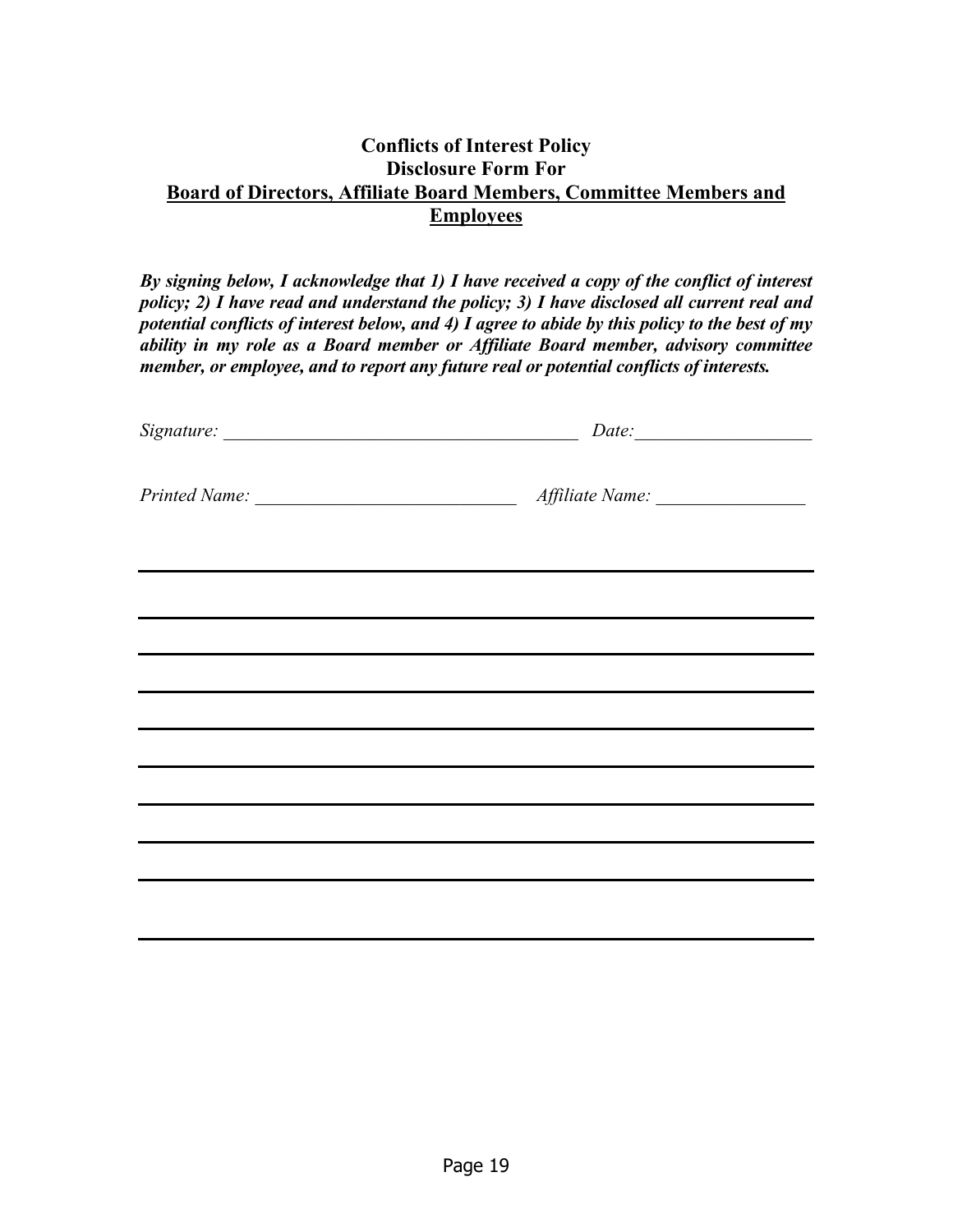**Conflicts of Interest Policy**
**Disclosure Form For**
**Board of Directors, Affiliate Board Members, Committee Members and Employees**

***By signing below, I acknowledge that 1) I have received a copy of the conflict of interest policy; 2) I have read and understand the policy; 3) I have disclosed all current real and potential conflicts of interest below, and 4) I agree to abide by this policy to the best of my ability in my role as a Board member or Affiliate Board member, advisory committee member, or employee, and to report any future real or potential conflicts of interests.***

*Signature:* _______________________________________ *Date:*___________________

*Printed Name:* ____________________________ *Affiliate Name:* ________________

______________________________________________________________________________

______________________________________________________________________________

______________________________________________________________________________

______________________________________________________________________________

______________________________________________________________________________

______________________________________________________________________________

______________________________________________________________________________

______________________________________________________________________________

______________________________________________________________________________

______________________________________________________________________________